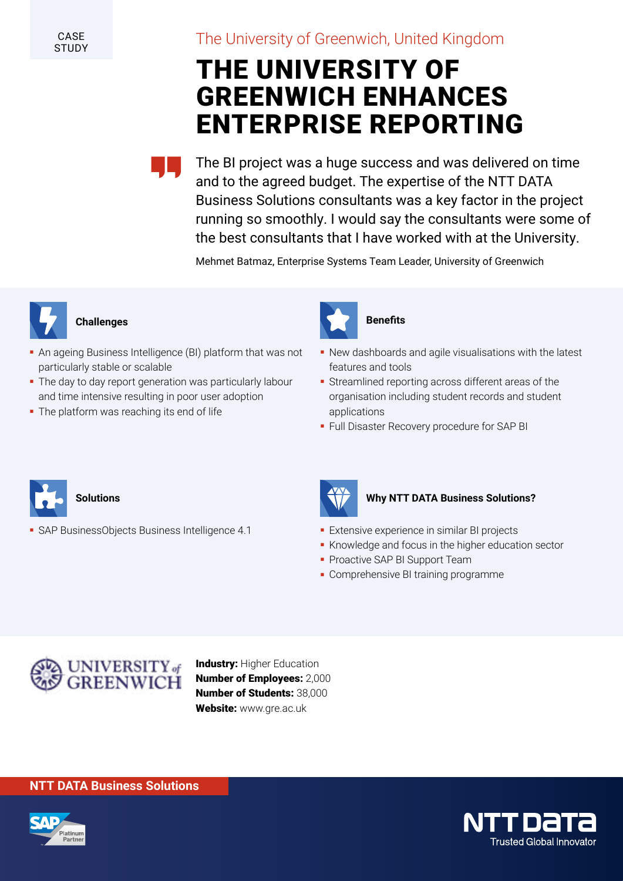CASE STUDY

The University of Greenwich, United Kingdom

# THE UNIVERSITY OF GREENWICH ENHANCES ENTERPRISE REPORTING

> The BI project was a huge success and was delivered on time and to the agreed budget. The expertise of the NTT DATA Business Solutions consultants was a key factor in the project running so smoothly. I would say the consultants were some of the best consultants that I have worked with at the University.

Mehmet Batmaz, Enterprise Systems Team Leader, University of Greenwich

## Challenges

- An ageing Business Intelligence (BI) platform that was not particularly stable or scalable
- The day to day report generation was particularly labour and time intensive resulting in poor user adoption
- The platform was reaching its end of life

## Benefits

- New dashboards and agile visualisations with the latest features and tools
- Streamlined reporting across different areas of the organisation including student records and student applications
- Full Disaster Recovery procedure for SAP BI

## Solutions

- SAP BusinessObjects Business Intelligence 4.1

## Why NTT DATA Business Solutions?

- Extensive experience in similar BI projects
- Knowledge and focus in the higher education sector
- Proactive SAP BI Support Team
- Comprehensive BI training programme

UNIVERSITY of GREENWICH

**Industry:** Higher Education
**Number of Employees:** 2,000
**Number of Students:** 38,000
**Website:** www.gre.ac.uk

**NTT DATA Business Solutions**

SAP Platinum Partner

NTT DATA
Trusted Global Innovator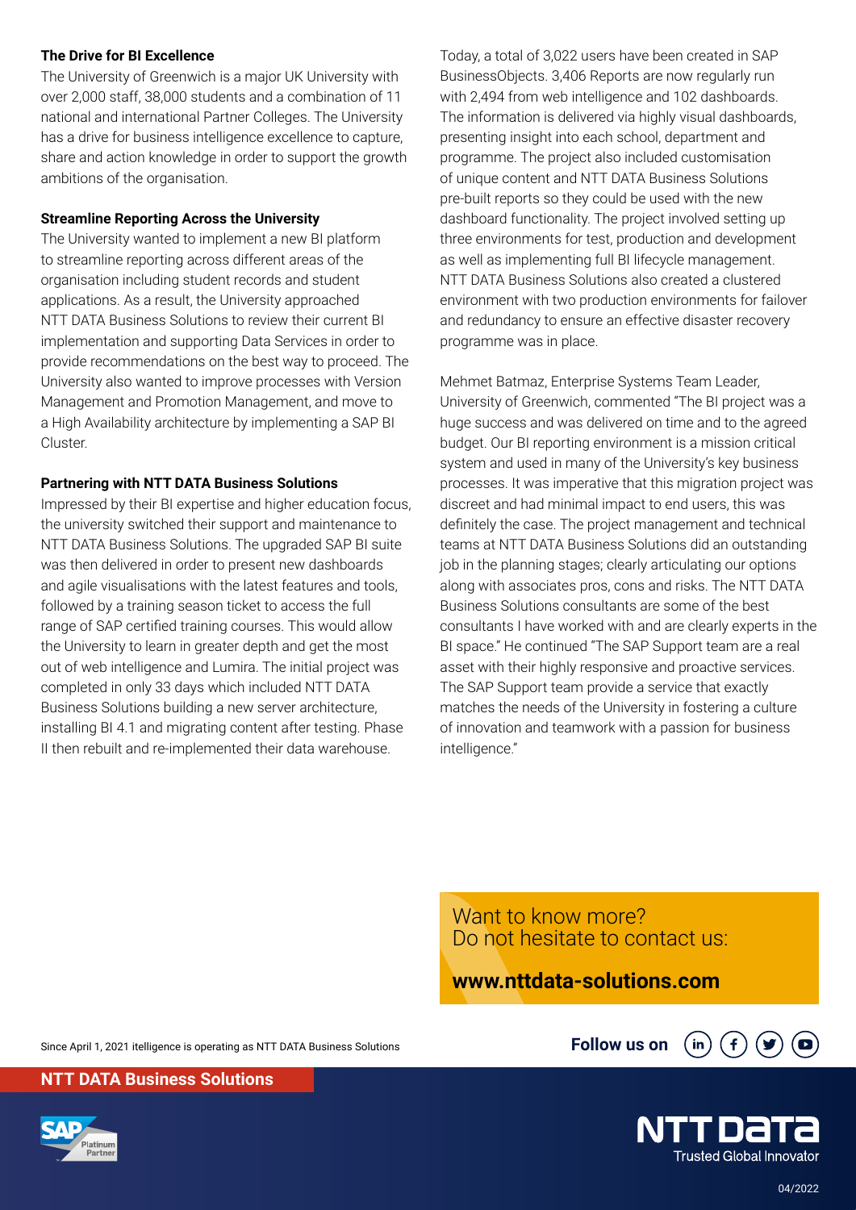### The Drive for BI Excellence

The University of Greenwich is a major UK University with over 2,000 staff, 38,000 students and a combination of 11 national and international Partner Colleges. The University has a drive for business intelligence excellence to capture, share and action knowledge in order to support the growth ambitions of the organisation.

### Streamline Reporting Across the University

The University wanted to implement a new BI platform to streamline reporting across different areas of the organisation including student records and student applications. As a result, the University approached NTT DATA Business Solutions to review their current BI implementation and supporting Data Services in order to provide recommendations on the best way to proceed. The University also wanted to improve processes with Version Management and Promotion Management, and move to a High Availability architecture by implementing a SAP BI Cluster.

### Partnering with NTT DATA Business Solutions

Impressed by their BI expertise and higher education focus, the university switched their support and maintenance to NTT DATA Business Solutions. The upgraded SAP BI suite was then delivered in order to present new dashboards and agile visualisations with the latest features and tools, followed by a training season ticket to access the full range of SAP certified training courses. This would allow the University to learn in greater depth and get the most out of web intelligence and Lumira. The initial project was completed in only 33 days which included NTT DATA Business Solutions building a new server architecture, installing BI 4.1 and migrating content after testing. Phase II then rebuilt and re-implemented their data warehouse.

Today, a total of 3,022 users have been created in SAP BusinessObjects. 3,406 Reports are now regularly run with 2,494 from web intelligence and 102 dashboards. The information is delivered via highly visual dashboards, presenting insight into each school, department and programme. The project also included customisation of unique content and NTT DATA Business Solutions pre-built reports so they could be used with the new dashboard functionality. The project involved setting up three environments for test, production and development as well as implementing full BI lifecycle management. NTT DATA Business Solutions also created a clustered environment with two production environments for failover and redundancy to ensure an effective disaster recovery programme was in place.

Mehmet Batmaz, Enterprise Systems Team Leader, University of Greenwich, commented "The BI project was a huge success and was delivered on time and to the agreed budget. Our BI reporting environment is a mission critical system and used in many of the University's key business processes. It was imperative that this migration project was discreet and had minimal impact to end users, this was definitely the case. The project management and technical teams at NTT DATA Business Solutions did an outstanding job in the planning stages; clearly articulating our options along with associates pros, cons and risks. The NTT DATA Business Solutions consultants are some of the best consultants I have worked with and are clearly experts in the BI space." He continued "The SAP Support team are a real asset with their highly responsive and proactive services. The SAP Support team provide a service that exactly matches the needs of the University in fostering a culture of innovation and teamwork with a passion for business intelligence."

Want to know more?
Do not hesitate to contact us:

**www.nttdata-solutions.com**

Since April 1, 2021 itelligence is operating as NTT DATA Business Solutions

**Follow us on**

**NTT DATA Business Solutions**

SAP Platinum Partner

NTT DATA
Trusted Global Innovator

04/2022